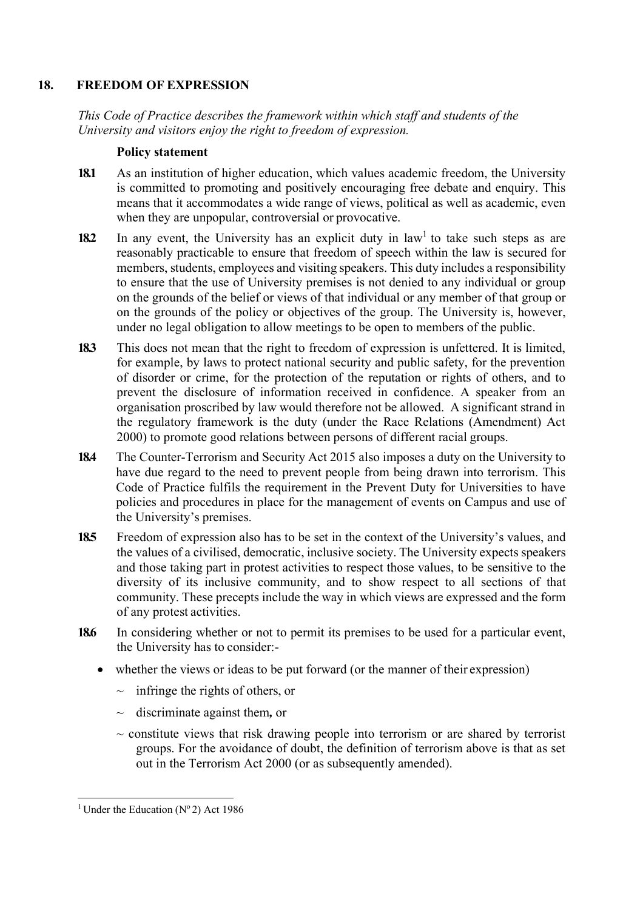## 18. FREEDOM OF EXPRESSION

*This Code of Practice describes the framework within which staff and students of the University and visitors enjoy the right to freedom of expression.*

### Policy statement

**18.1** As an institution of higher education, which values academic freedom, the University is committed to promoting and positively encouraging free debate and enquiry. This means that it accommodates a wide range of views, political as well as academic, even when they are unpopular, controversial or provocative.

**18.2** In any event, the University has an explicit duty in law[1] to take such steps as are reasonably practicable to ensure that freedom of speech within the law is secured for members, students, employees and visiting speakers. This duty includes a responsibility to ensure that the use of University premises is not denied to any individual or group on the grounds of the belief or views of that individual or any member of that group or on the grounds of the policy or objectives of the group. The University is, however, under no legal obligation to allow meetings to be open to members of the public.

**18.3** This does not mean that the right to freedom of expression is unfettered. It is limited, for example, by laws to protect national security and public safety, for the prevention of disorder or crime, for the protection of the reputation or rights of others, and to prevent the disclosure of information received in confidence. A speaker from an organisation proscribed by law would therefore not be allowed. A significant strand in the regulatory framework is the duty (under the Race Relations (Amendment) Act 2000) to promote good relations between persons of different racial groups.

**18.4** The Counter-Terrorism and Security Act 2015 also imposes a duty on the University to have due regard to the need to prevent people from being drawn into terrorism. This Code of Practice fulfils the requirement in the Prevent Duty for Universities to have policies and procedures in place for the management of events on Campus and use of the University's premises.

**18.5** Freedom of expression also has to be set in the context of the University's values, and the values of a civilised, democratic, inclusive society. The University expects speakers and those taking part in protest activities to respect those values, to be sensitive to the diversity of its inclusive community, and to show respect to all sections of that community. These precepts include the way in which views are expressed and the form of any protest activities.

**18.6** In considering whether or not to permit its premises to be used for a particular event, the University has to consider:-

- whether the views or ideas to be put forward (or the manner of their expression)
  - ~ infringe the rights of others, or
  - ~ discriminate against them**,** or
  - ~ constitute views that risk drawing people into terrorism or are shared by terrorist groups. For the avoidance of doubt, the definition of terrorism above is that as set out in the Terrorism Act 2000 (or as subsequently amended).

---

[1] Under the Education (Nº 2) Act 1986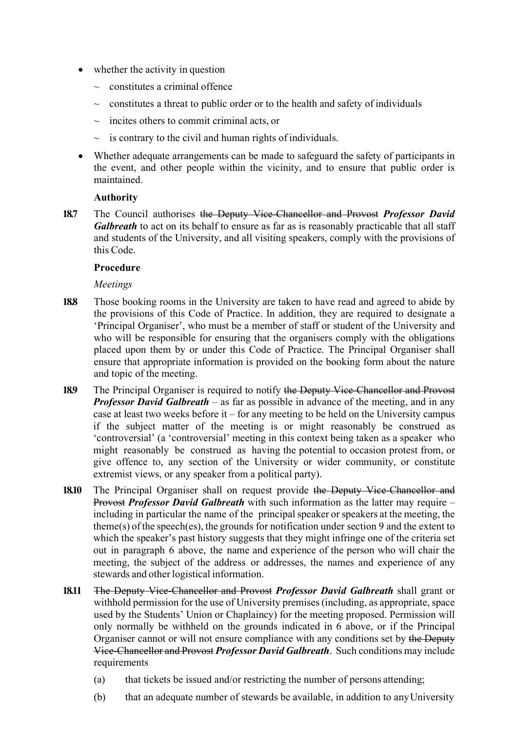- whether the activity in question
  - ~ constitutes a criminal offence
  - ~ constitutes a threat to public order or to the health and safety of individuals
  - ~ incites others to commit criminal acts, or
  - ~ is contrary to the civil and human rights of individuals.
- Whether adequate arrangements can be made to safeguard the safety of participants in the event, and other people within the vicinity, and to ensure that public order is maintained.

**Authority**

**18.7** The Council authorises ~~the Deputy Vice-Chancellor and Provost~~ ***Professor David Galbreath*** to act on its behalf to ensure as far as is reasonably practicable that all staff and students of the University, and all visiting speakers, comply with the provisions of this Code.

**Procedure**

*Meetings*

**18.8** Those booking rooms in the University are taken to have read and agreed to abide by the provisions of this Code of Practice. In addition, they are required to designate a 'Principal Organiser', who must be a member of staff or student of the University and who will be responsible for ensuring that the organisers comply with the obligations placed upon them by or under this Code of Practice. The Principal Organiser shall ensure that appropriate information is provided on the booking form about the nature and topic of the meeting.

**18.9** The Principal Organiser is required to notify ~~the Deputy Vice-Chancellor and Provost~~ ***Professor David Galbreath*** – as far as possible in advance of the meeting, and in any case at least two weeks before it – for any meeting to be held on the University campus if the subject matter of the meeting is or might reasonably be construed as 'controversial' (a 'controversial' meeting in this context being taken as a speaker who might reasonably be construed as having the potential to occasion protest from, or give offence to, any section of the University or wider community, or constitute extremist views, or any speaker from a political party).

**18.10** The Principal Organiser shall on request provide ~~the Deputy Vice-Chancellor and Provost~~ ***Professor David Galbreath*** with such information as the latter may require – including in particular the name of the principal speaker or speakers at the meeting, the theme(s) of the speech(es), the grounds for notification under section 9 and the extent to which the speaker's past history suggests that they might infringe one of the criteria set out in paragraph 6 above, the name and experience of the person who will chair the meeting, the subject of the address or addresses, the names and experience of any stewards and other logistical information.

**18.11** ~~The Deputy Vice-Chancellor and Provost~~ ***Professor David Galbreath*** shall grant or withhold permission for the use of University premises (including, as appropriate, space used by the Students' Union or Chaplaincy) for the meeting proposed. Permission will only normally be withheld on the grounds indicated in 6 above, or if the Principal Organiser cannot or will not ensure compliance with any conditions set by ~~the Deputy Vice-Chancellor and Provost~~ ***Professor David Galbreath***. Such conditions may include requirements

(a) that tickets be issued and/or restricting the number of persons attending;

(b) that an adequate number of stewards be available, in addition to any University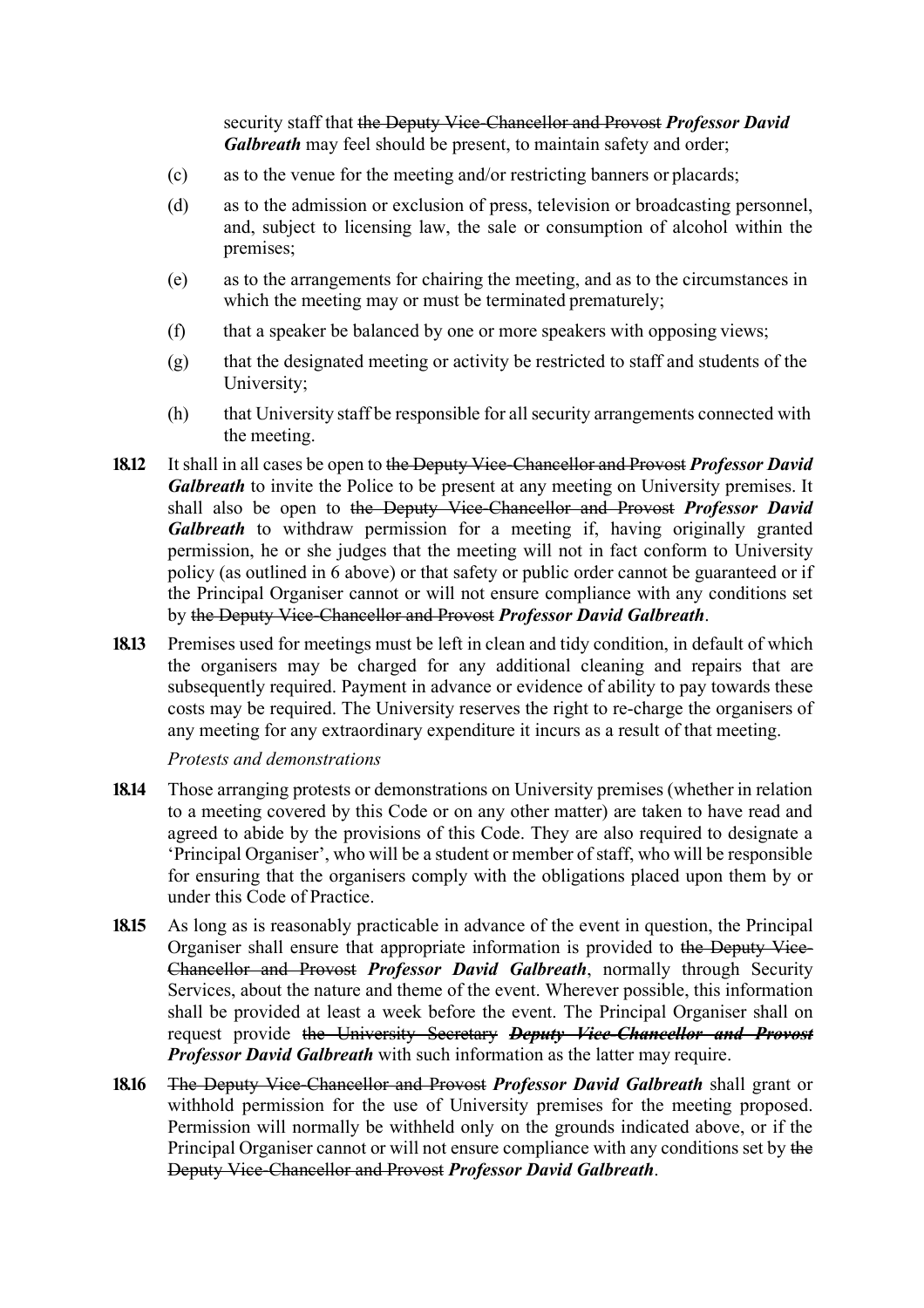security staff that ~~the Deputy Vice-Chancellor and Provost~~ ***Professor David Galbreath*** may feel should be present, to maintain safety and order;

(c) as to the venue for the meeting and/or restricting banners or placards;

(d) as to the admission or exclusion of press, television or broadcasting personnel, and, subject to licensing law, the sale or consumption of alcohol within the premises;

(e) as to the arrangements for chairing the meeting, and as to the circumstances in which the meeting may or must be terminated prematurely;

(f) that a speaker be balanced by one or more speakers with opposing views;

(g) that the designated meeting or activity be restricted to staff and students of the University;

(h) that University staff be responsible for all security arrangements connected with the meeting.

**18.12** It shall in all cases be open to ~~the Deputy Vice-Chancellor and Provost~~ ***Professor David Galbreath*** to invite the Police to be present at any meeting on University premises. It shall also be open to ~~the Deputy Vice-Chancellor and Provost~~ ***Professor David Galbreath*** to withdraw permission for a meeting if, having originally granted permission, he or she judges that the meeting will not in fact conform to University policy (as outlined in 6 above) or that safety or public order cannot be guaranteed or if the Principal Organiser cannot or will not ensure compliance with any conditions set by ~~the Deputy Vice-Chancellor and Provost~~ ***Professor David Galbreath***.

**18.13** Premises used for meetings must be left in clean and tidy condition, in default of which the organisers may be charged for any additional cleaning and repairs that are subsequently required. Payment in advance or evidence of ability to pay towards these costs may be required. The University reserves the right to re-charge the organisers of any meeting for any extraordinary expenditure it incurs as a result of that meeting.

*Protests and demonstrations*

**18.14** Those arranging protests or demonstrations on University premises (whether in relation to a meeting covered by this Code or on any other matter) are taken to have read and agreed to abide by the provisions of this Code. They are also required to designate a 'Principal Organiser', who will be a student or member of staff, who will be responsible for ensuring that the organisers comply with the obligations placed upon them by or under this Code of Practice.

**18.15** As long as is reasonably practicable in advance of the event in question, the Principal Organiser shall ensure that appropriate information is provided to ~~the Deputy Vice-Chancellor and Provost~~ ***Professor David Galbreath***, normally through Security Services, about the nature and theme of the event. Wherever possible, this information shall be provided at least a week before the event. The Principal Organiser shall on request provide ~~the University Secretary~~ ~~***Deputy Vice-Chancellor and Provost***~~ ***Professor David Galbreath*** with such information as the latter may require.

**18.16** ~~The Deputy Vice-Chancellor and Provost~~ ***Professor David Galbreath*** shall grant or withhold permission for the use of University premises for the meeting proposed. Permission will normally be withheld only on the grounds indicated above, or if the Principal Organiser cannot or will not ensure compliance with any conditions set by ~~the Deputy Vice-Chancellor and Provost~~ ***Professor David Galbreath***.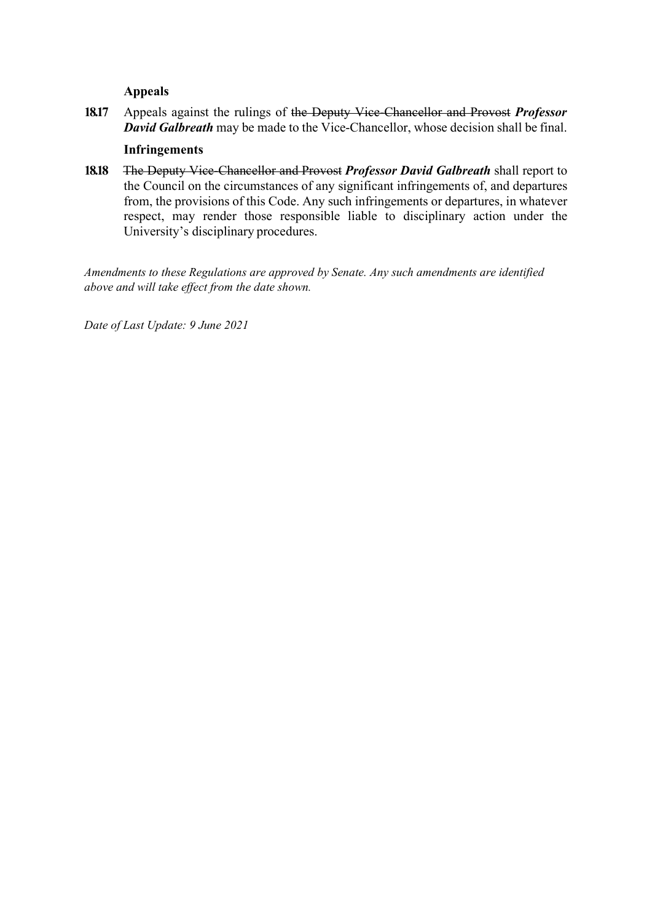### Appeals

**18.17** Appeals against the rulings of ~~the Deputy Vice-Chancellor and Provost~~ ***Professor David Galbreath*** may be made to the Vice-Chancellor, whose decision shall be final.

### Infringements

**18.18** ~~The Deputy Vice-Chancellor and Provost~~ ***Professor David Galbreath*** shall report to the Council on the circumstances of any significant infringements of, and departures from, the provisions of this Code. Any such infringements or departures, in whatever respect, may render those responsible liable to disciplinary action under the University's disciplinary procedures.

*Amendments to these Regulations are approved by Senate. Any such amendments are identified above and will take effect from the date shown.*

*Date of Last Update: 9 June 2021*